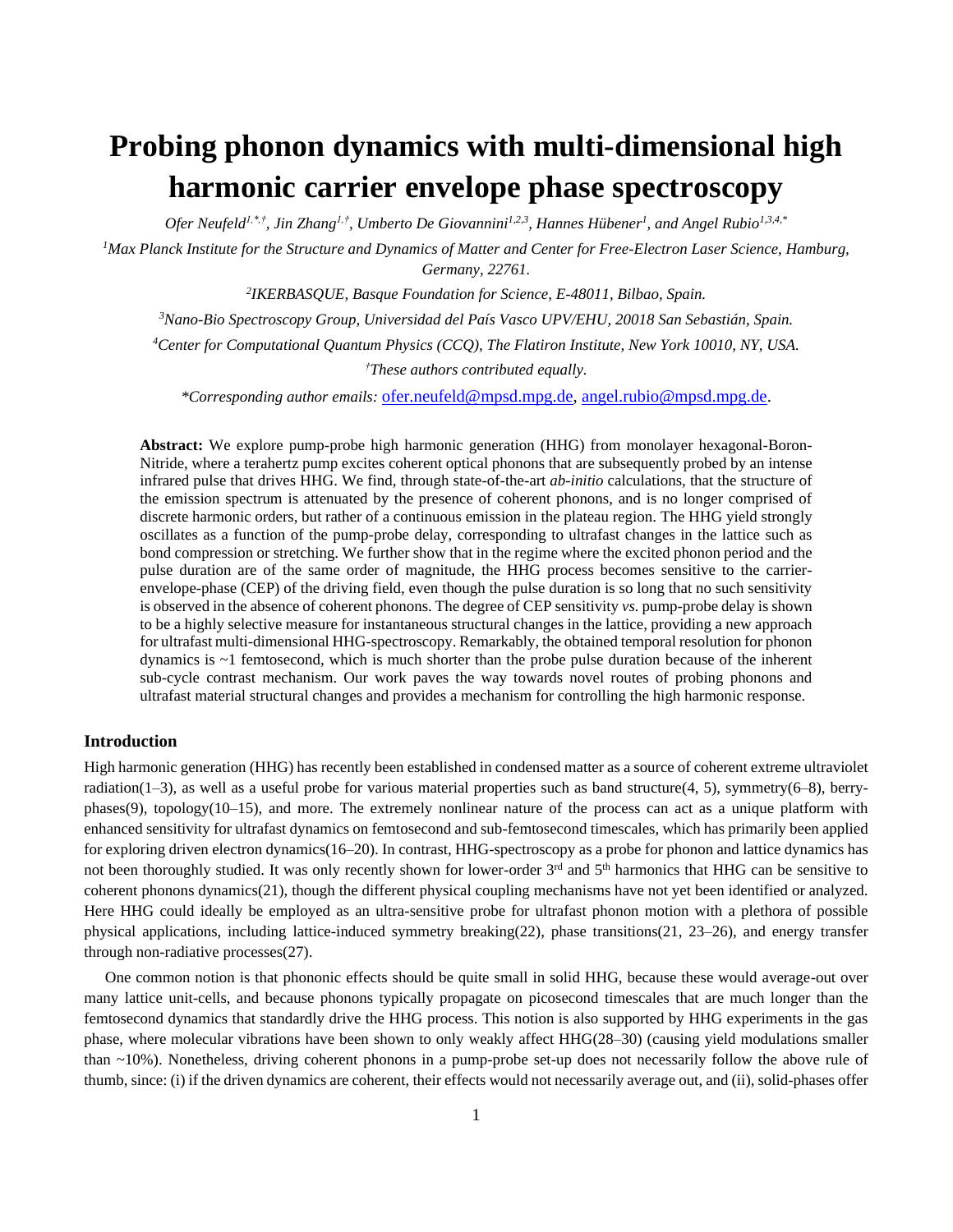# Probing phonon dynamics with multi-dimensional high harmonic carrier envelope phase spectroscopy

*Ofer Neufeld[1,\*,†], Jin Zhang[1,†], Umberto De Giovannini[1,2,3], Hannes Hübener[1], and Angel Rubio[1,3,4,\*]*

[1]*Max Planck Institute for the Structure and Dynamics of Matter and Center for Free-Electron Laser Science, Hamburg, Germany, 22761.*

[2]*IKERBASQUE, Basque Foundation for Science, E-48011, Bilbao, Spain.*

[3]*Nano-Bio Spectroscopy Group, Universidad del País Vasco UPV/EHU, 20018 San Sebastián, Spain.*

[4]*Center for Computational Quantum Physics (CCQ), The Flatiron Institute, New York 10010, NY, USA.*

[†]*These authors contributed equally.*

*\*Corresponding author emails:* ofer.neufeld@mpsd.mpg.de, angel.rubio@mpsd.mpg.de.

**Abstract:** We explore pump-probe high harmonic generation (HHG) from monolayer hexagonal-Boron-Nitride, where a terahertz pump excites coherent optical phonons that are subsequently probed by an intense infrared pulse that drives HHG. We find, through state-of-the-art *ab-initio* calculations, that the structure of the emission spectrum is attenuated by the presence of coherent phonons, and is no longer comprised of discrete harmonic orders, but rather of a continuous emission in the plateau region. The HHG yield strongly oscillates as a function of the pump-probe delay, corresponding to ultrafast changes in the lattice such as bond compression or stretching. We further show that in the regime where the excited phonon period and the pulse duration are of the same order of magnitude, the HHG process becomes sensitive to the carrier-envelope-phase (CEP) of the driving field, even though the pulse duration is so long that no such sensitivity is observed in the absence of coherent phonons. The degree of CEP sensitivity *vs.* pump-probe delay is shown to be a highly selective measure for instantaneous structural changes in the lattice, providing a new approach for ultrafast multi-dimensional HHG-spectroscopy. Remarkably, the obtained temporal resolution for phonon dynamics is ~1 femtosecond, which is much shorter than the probe pulse duration because of the inherent sub-cycle contrast mechanism. Our work paves the way towards novel routes of probing phonons and ultrafast material structural changes and provides a mechanism for controlling the high harmonic response.

### Introduction

High harmonic generation (HHG) has recently been established in condensed matter as a source of coherent extreme ultraviolet radiation(1–3), as well as a useful probe for various material properties such as band structure(4, 5), symmetry(6–8), berry-phases(9), topology(10–15), and more. The extremely nonlinear nature of the process can act as a unique platform with enhanced sensitivity for ultrafast dynamics on femtosecond and sub-femtosecond timescales, which has primarily been applied for exploring driven electron dynamics(16–20). In contrast, HHG-spectroscopy as a probe for phonon and lattice dynamics has not been thoroughly studied. It was only recently shown for lower-order 3rd and 5th harmonics that HHG can be sensitive to coherent phonons dynamics(21), though the different physical coupling mechanisms have not yet been identified or analyzed. Here HHG could ideally be employed as an ultra-sensitive probe for ultrafast phonon motion with a plethora of possible physical applications, including lattice-induced symmetry breaking(22), phase transitions(21, 23–26), and energy transfer through non-radiative processes(27).

One common notion is that phononic effects should be quite small in solid HHG, because these would average-out over many lattice unit-cells, and because phonons typically propagate on picosecond timescales that are much longer than the femtosecond dynamics that standardly drive the HHG process. This notion is also supported by HHG experiments in the gas phase, where molecular vibrations have been shown to only weakly affect HHG(28–30) (causing yield modulations smaller than ~10%). Nonetheless, driving coherent phonons in a pump-probe set-up does not necessarily follow the above rule of thumb, since: (i) if the driven dynamics are coherent, their effects would not necessarily average out, and (ii), solid-phases offer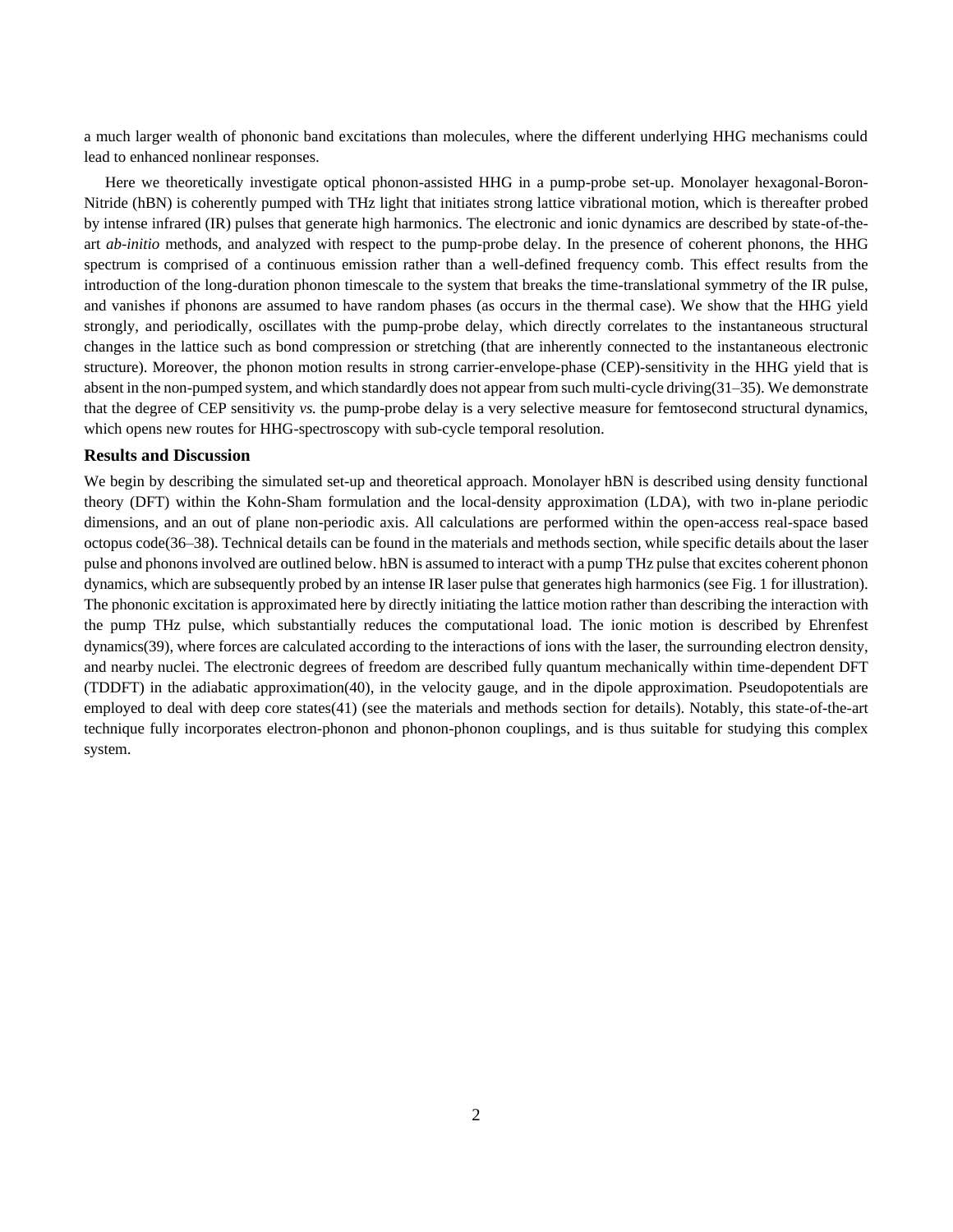a much larger wealth of phononic band excitations than molecules, where the different underlying HHG mechanisms could lead to enhanced nonlinear responses.

Here we theoretically investigate optical phonon-assisted HHG in a pump-probe set-up. Monolayer hexagonal-Boron-Nitride (hBN) is coherently pumped with THz light that initiates strong lattice vibrational motion, which is thereafter probed by intense infrared (IR) pulses that generate high harmonics. The electronic and ionic dynamics are described by state-of-the-art *ab-initio* methods, and analyzed with respect to the pump-probe delay. In the presence of coherent phonons, the HHG spectrum is comprised of a continuous emission rather than a well-defined frequency comb. This effect results from the introduction of the long-duration phonon timescale to the system that breaks the time-translational symmetry of the IR pulse, and vanishes if phonons are assumed to have random phases (as occurs in the thermal case). We show that the HHG yield strongly, and periodically, oscillates with the pump-probe delay, which directly correlates to the instantaneous structural changes in the lattice such as bond compression or stretching (that are inherently connected to the instantaneous electronic structure). Moreover, the phonon motion results in strong carrier-envelope-phase (CEP)-sensitivity in the HHG yield that is absent in the non-pumped system, and which standardly does not appear from such multi-cycle driving(31–35). We demonstrate that the degree of CEP sensitivity *vs.* the pump-probe delay is a very selective measure for femtosecond structural dynamics, which opens new routes for HHG-spectroscopy with sub-cycle temporal resolution.

## Results and Discussion

We begin by describing the simulated set-up and theoretical approach. Monolayer hBN is described using density functional theory (DFT) within the Kohn-Sham formulation and the local-density approximation (LDA), with two in-plane periodic dimensions, and an out of plane non-periodic axis. All calculations are performed within the open-access real-space based octopus code(36–38). Technical details can be found in the materials and methods section, while specific details about the laser pulse and phonons involved are outlined below. hBN is assumed to interact with a pump THz pulse that excites coherent phonon dynamics, which are subsequently probed by an intense IR laser pulse that generates high harmonics (see Fig. 1 for illustration). The phononic excitation is approximated here by directly initiating the lattice motion rather than describing the interaction with the pump THz pulse, which substantially reduces the computational load. The ionic motion is described by Ehrenfest dynamics(39), where forces are calculated according to the interactions of ions with the laser, the surrounding electron density, and nearby nuclei. The electronic degrees of freedom are described fully quantum mechanically within time-dependent DFT (TDDFT) in the adiabatic approximation(40), in the velocity gauge, and in the dipole approximation. Pseudopotentials are employed to deal with deep core states(41) (see the materials and methods section for details). Notably, this state-of-the-art technique fully incorporates electron-phonon and phonon-phonon couplings, and is thus suitable for studying this complex system.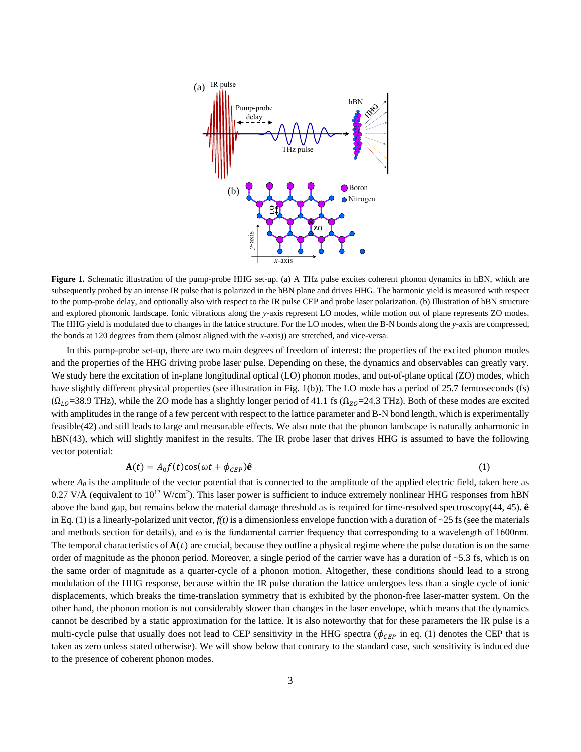**Figure 1.** Schematic illustration of the pump-probe HHG set-up. (a) A THz pulse excites coherent phonon dynamics in hBN, which are subsequently probed by an intense IR pulse that is polarized in the hBN plane and drives HHG. The harmonic yield is measured with respect to the pump-probe delay, and optionally also with respect to the IR pulse CEP and probe laser polarization. (b) Illustration of hBN structure and explored phononic landscape. Ionic vibrations along the *y*-axis represent LO modes, while motion out of plane represents ZO modes. The HHG yield is modulated due to changes in the lattice structure. For the LO modes, when the B-N bonds along the *y*-axis are compressed, the bonds at 120 degrees from them (almost aligned with the *x*-axis)) are stretched, and vice-versa.

In this pump-probe set-up, there are two main degrees of freedom of interest: the properties of the excited phonon modes and the properties of the HHG driving probe laser pulse. Depending on these, the dynamics and observables can greatly vary. We study here the excitation of in-plane longitudinal optical (LO) phonon modes, and out-of-plane optical (ZO) modes, which have slightly different physical properties (see illustration in Fig. 1(b)). The LO mode has a period of 25.7 femtoseconds (fs) ($\Omega_{LO}$=38.9 THz), while the ZO mode has a slightly longer period of 41.1 fs ($\Omega_{ZO}$=24.3 THz). Both of these modes are excited with amplitudes in the range of a few percent with respect to the lattice parameter and B-N bond length, which is experimentally feasible(42) and still leads to large and measurable effects. We also note that the phonon landscape is naturally anharmonic in hBN(43), which will slightly manifest in the results. The IR probe laser that drives HHG is assumed to have the following vector potential:

$$\mathbf{A}(t) = A_0 f(t)\cos(\omega t + \phi_{CEP})\hat{\mathbf{e}} \tag{1}$$

where $A_0$ is the amplitude of the vector potential that is connected to the amplitude of the applied electric field, taken here as 0.27 V/Å (equivalent to $10^{12}$ W/cm$^2$). This laser power is sufficient to induce extremely nonlinear HHG responses from hBN above the band gap, but remains below the material damage threshold as is required for time-resolved spectroscopy(44, 45). $\hat{\mathbf{e}}$ in Eq. (1) is a linearly-polarized unit vector, $f(t)$ is a dimensionless envelope function with a duration of ~25 fs (see the materials and methods section for details), and ω is the fundamental carrier frequency that corresponding to a wavelength of 1600nm. The temporal characteristics of $\mathbf{A}(t)$ are crucial, because they outline a physical regime where the pulse duration is on the same order of magnitude as the phonon period. Moreover, a single period of the carrier wave has a duration of ~5.3 fs, which is on the same order of magnitude as a quarter-cycle of a phonon motion. Altogether, these conditions should lead to a strong modulation of the HHG response, because within the IR pulse duration the lattice undergoes less than a single cycle of ionic displacements, which breaks the time-translation symmetry that is exhibited by the phonon-free laser-matter system. On the other hand, the phonon motion is not considerably slower than changes in the laser envelope, which means that the dynamics cannot be described by a static approximation for the lattice. It is also noteworthy that for these parameters the IR pulse is a multi-cycle pulse that usually does not lead to CEP sensitivity in the HHG spectra ($\phi_{CEP}$ in eq. (1) denotes the CEP that is taken as zero unless stated otherwise). We will show below that contrary to the standard case, such sensitivity is induced due to the presence of coherent phonon modes.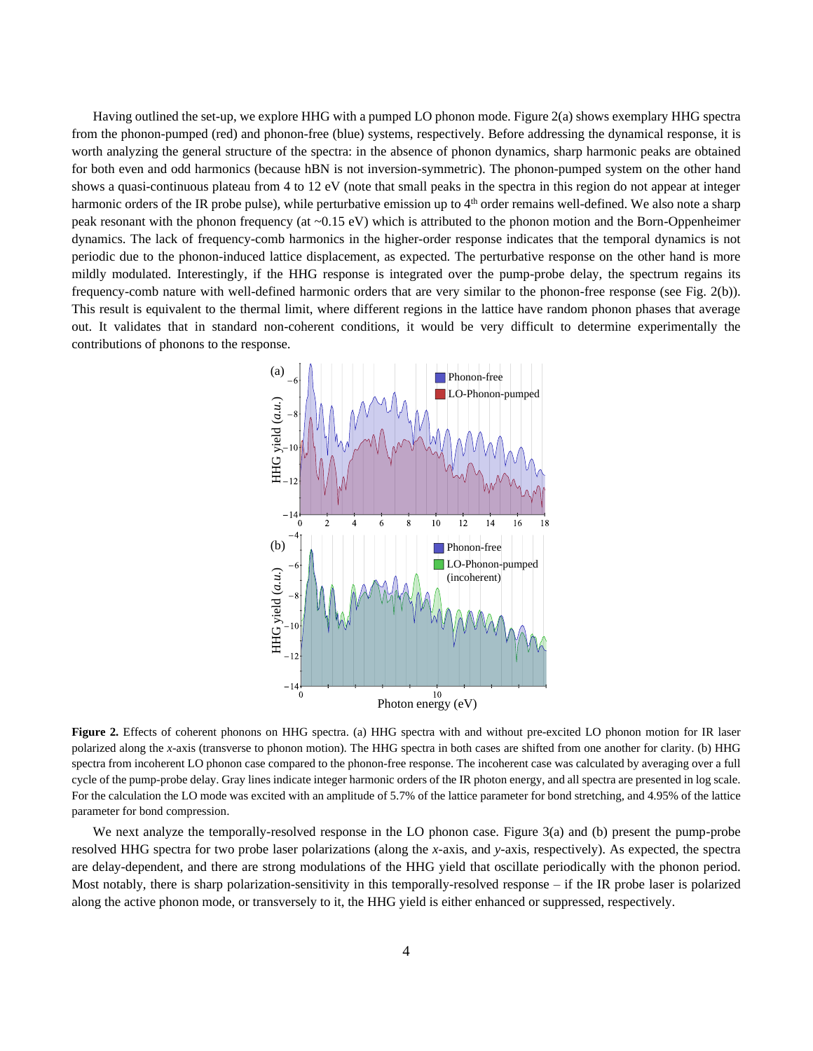Having outlined the set-up, we explore HHG with a pumped LO phonon mode. Figure 2(a) shows exemplary HHG spectra from the phonon-pumped (red) and phonon-free (blue) systems, respectively. Before addressing the dynamical response, it is worth analyzing the general structure of the spectra: in the absence of phonon dynamics, sharp harmonic peaks are obtained for both even and odd harmonics (because hBN is not inversion-symmetric). The phonon-pumped system on the other hand shows a quasi-continuous plateau from 4 to 12 eV (note that small peaks in the spectra in this region do not appear at integer harmonic orders of the IR probe pulse), while perturbative emission up to $4^{th}$ order remains well-defined. We also note a sharp peak resonant with the phonon frequency (at ~0.15 eV) which is attributed to the phonon motion and the Born-Oppenheimer dynamics. The lack of frequency-comb harmonics in the higher-order response indicates that the temporal dynamics is not periodic due to the phonon-induced lattice displacement, as expected. The perturbative response on the other hand is more mildly modulated. Interestingly, if the HHG response is integrated over the pump-probe delay, the spectrum regains its frequency-comb nature with well-defined harmonic orders that are very similar to the phonon-free response (see Fig. 2(b)). This result is equivalent to the thermal limit, where different regions in the lattice have random phonon phases that average out. It validates that in standard non-coherent conditions, it would be very difficult to determine experimentally the contributions of phonons to the response.

**Figure 2.** Effects of coherent phonons on HHG spectra. (a) HHG spectra with and without pre-excited LO phonon motion for IR laser polarized along the *x*-axis (transverse to phonon motion). The HHG spectra in both cases are shifted from one another for clarity. (b) HHG spectra from incoherent LO phonon case compared to the phonon-free response. The incoherent case was calculated by averaging over a full cycle of the pump-probe delay. Gray lines indicate integer harmonic orders of the IR photon energy, and all spectra are presented in log scale. For the calculation the LO mode was excited with an amplitude of 5.7% of the lattice parameter for bond stretching, and 4.95% of the lattice parameter for bond compression.

We next analyze the temporally-resolved response in the LO phonon case. Figure 3(a) and (b) present the pump-probe resolved HHG spectra for two probe laser polarizations (along the *x*-axis, and *y*-axis, respectively). As expected, the spectra are delay-dependent, and there are strong modulations of the HHG yield that oscillate periodically with the phonon period. Most notably, there is sharp polarization-sensitivity in this temporally-resolved response – if the IR probe laser is polarized along the active phonon mode, or transversely to it, the HHG yield is either enhanced or suppressed, respectively.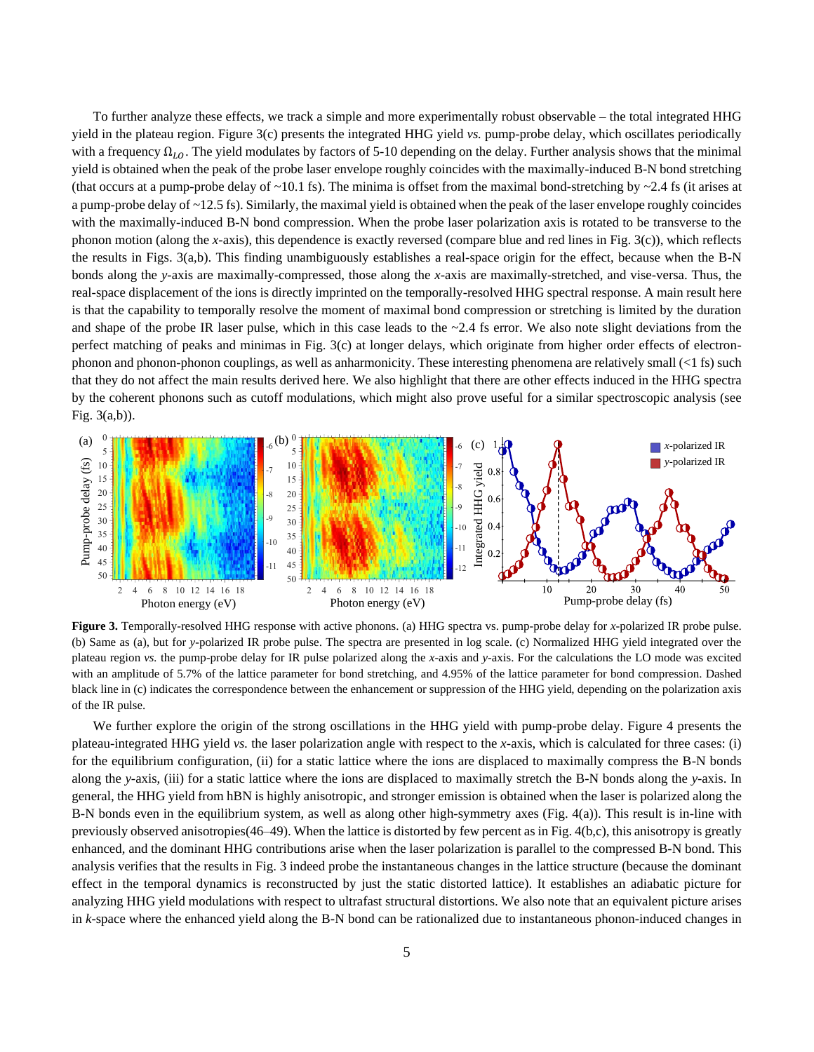To further analyze these effects, we track a simple and more experimentally robust observable – the total integrated HHG yield in the plateau region. Figure 3(c) presents the integrated HHG yield *vs.* pump-probe delay, which oscillates periodically with a frequency $\Omega_{LO}$. The yield modulates by factors of 5-10 depending on the delay. Further analysis shows that the minimal yield is obtained when the peak of the probe laser envelope roughly coincides with the maximally-induced B-N bond stretching (that occurs at a pump-probe delay of ~10.1 fs). The minima is offset from the maximal bond-stretching by ~2.4 fs (it arises at a pump-probe delay of ~12.5 fs). Similarly, the maximal yield is obtained when the peak of the laser envelope roughly coincides with the maximally-induced B-N bond compression. When the probe laser polarization axis is rotated to be transverse to the phonon motion (along the *x*-axis), this dependence is exactly reversed (compare blue and red lines in Fig. 3(c)), which reflects the results in Figs. 3(a,b). This finding unambiguously establishes a real-space origin for the effect, because when the B-N bonds along the *y*-axis are maximally-compressed, those along the *x*-axis are maximally-stretched, and vise-versa. Thus, the real-space displacement of the ions is directly imprinted on the temporally-resolved HHG spectral response. A main result here is that the capability to temporally resolve the moment of maximal bond compression or stretching is limited by the duration and shape of the probe IR laser pulse, which in this case leads to the ~2.4 fs error. We also note slight deviations from the perfect matching of peaks and minimas in Fig. 3(c) at longer delays, which originate from higher order effects of electron-phonon and phonon-phonon couplings, as well as anharmonicity. These interesting phenomena are relatively small (<1 fs) such that they do not affect the main results derived here. We also highlight that there are other effects induced in the HHG spectra by the coherent phonons such as cutoff modulations, which might also prove useful for a similar spectroscopic analysis (see Fig. 3(a,b)).

**Figure 3.** Temporally-resolved HHG response with active phonons. (a) HHG spectra vs. pump-probe delay for *x*-polarized IR probe pulse. (b) Same as (a), but for *y*-polarized IR probe pulse. The spectra are presented in log scale. (c) Normalized HHG yield integrated over the plateau region *vs.* the pump-probe delay for IR pulse polarized along the *x*-axis and *y*-axis. For the calculations the LO mode was excited with an amplitude of 5.7% of the lattice parameter for bond stretching, and 4.95% of the lattice parameter for bond compression. Dashed black line in (c) indicates the correspondence between the enhancement or suppression of the HHG yield, depending on the polarization axis of the IR pulse.

We further explore the origin of the strong oscillations in the HHG yield with pump-probe delay. Figure 4 presents the plateau-integrated HHG yield *vs.* the laser polarization angle with respect to the *x*-axis, which is calculated for three cases: (i) for the equilibrium configuration, (ii) for a static lattice where the ions are displaced to maximally compress the B-N bonds along the *y*-axis, (iii) for a static lattice where the ions are displaced to maximally stretch the B-N bonds along the *y*-axis. In general, the HHG yield from hBN is highly anisotropic, and stronger emission is obtained when the laser is polarized along the B-N bonds even in the equilibrium system, as well as along other high-symmetry axes (Fig. 4(a)). This result is in-line with previously observed anisotropies(46–49). When the lattice is distorted by few percent as in Fig. 4(b,c), this anisotropy is greatly enhanced, and the dominant HHG contributions arise when the laser polarization is parallel to the compressed B-N bond. This analysis verifies that the results in Fig. 3 indeed probe the instantaneous changes in the lattice structure (because the dominant effect in the temporal dynamics is reconstructed by just the static distorted lattice). It establishes an adiabatic picture for analyzing HHG yield modulations with respect to ultrafast structural distortions. We also note that an equivalent picture arises in *k*-space where the enhanced yield along the B-N bond can be rationalized due to instantaneous phonon-induced changes in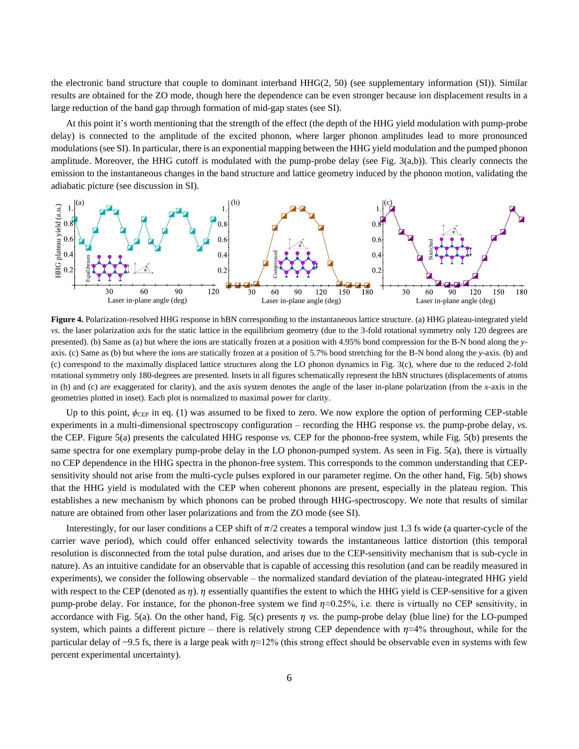the electronic band structure that couple to dominant interband HHG(2, 50) (see supplementary information (SI)). Similar results are obtained for the ZO mode, though here the dependence can be even stronger because ion displacement results in a large reduction of the band gap through formation of mid-gap states (see SI).

At this point it's worth mentioning that the strength of the effect (the depth of the HHG yield modulation with pump-probe delay) is connected to the amplitude of the excited phonon, where larger phonon amplitudes lead to more pronounced modulations (see SI). In particular, there is an exponential mapping between the HHG yield modulation and the pumped phonon amplitude. Moreover, the HHG cutoff is modulated with the pump-probe delay (see Fig. 3(a,b)). This clearly connects the emission to the instantaneous changes in the band structure and lattice geometry induced by the phonon motion, validating the adiabatic picture (see discussion in SI).

**Figure 4.** Polarization-resolved HHG response in hBN corresponding to the instantaneous lattice structure. (a) HHG plateau-integrated yield *vs.* the laser polarization axis for the static lattice in the equilibrium geometry (due to the 3-fold rotational symmetry only 120 degrees are presented). (b) Same as (a) but where the ions are statically frozen at a position with 4.95% bond compression for the B-N bond along the *y*-axis. (c) Same as (b) but where the ions are statically frozen at a position of 5.7% bond stretching for the B-N bond along the *y*-axis. (b) and (c) correspond to the maximally displaced lattice structures along the LO phonon dynamics in Fig. 3(c), where due to the reduced 2-fold rotational symmetry only 180-degrees are presented. Insets in all figures schematically represent the hBN structures (displacements of atoms in (b) and (c) are exaggerated for clarity), and the axis system denotes the angle of the laser in-plane polarization (from the *x*-axis in the geometries plotted in inset). Each plot is normalized to maximal power for clarity.

Up to this point, $\phi_{\text{CEP}}$ in eq. (1) was assumed to be fixed to zero. We now explore the option of performing CEP-stable experiments in a multi-dimensional spectroscopy configuration – recording the HHG response *vs.* the pump-probe delay, *vs.* the CEP. Figure 5(a) presents the calculated HHG response *vs.* CEP for the phonon-free system, while Fig. 5(b) presents the same spectra for one exemplary pump-probe delay in the LO phonon-pumped system. As seen in Fig. 5(a), there is virtually no CEP dependence in the HHG spectra in the phonon-free system. This corresponds to the common understanding that CEP-sensitivity should not arise from the multi-cycle pulses explored in our parameter regime. On the other hand, Fig. 5(b) shows that the HHG yield is modulated with the CEP when coherent phonons are present, especially in the plateau region. This establishes a new mechanism by which phonons can be probed through HHG-spectroscopy. We note that results of similar nature are obtained from other laser polarizations and from the ZO mode (see SI).

Interestingly, for our laser conditions a CEP shift of $\pi/2$ creates a temporal window just 1.3 fs wide (a quarter-cycle of the carrier wave period), which could offer enhanced selectivity towards the instantaneous lattice distortion (this temporal resolution is disconnected from the total pulse duration, and arises due to the CEP-sensitivity mechanism that is sub-cycle in nature). As an intuitive candidate for an observable that is capable of accessing this resolution (and can be readily measured in experiments), we consider the following observable – the normalized standard deviation of the plateau-integrated HHG yield with respect to the CEP (denoted as $\eta$). $\eta$ essentially quantifies the extent to which the HHG yield is CEP-sensitive for a given pump-probe delay. For instance, for the phonon-free system we find $\eta\approx0.25\%$, i.e. there is virtually no CEP sensitivity, in accordance with Fig. 5(a). On the other hand, Fig. 5(c) presents $\eta$ *vs.* the pump-probe delay (blue line) for the LO-pumped system, which paints a different picture – there is relatively strong CEP dependence with $\eta\approx4\%$ throughout, while for the particular delay of ~9.5 fs, there is a large peak with $\eta\approx12\%$ (this strong effect should be observable even in systems with few percent experimental uncertainty).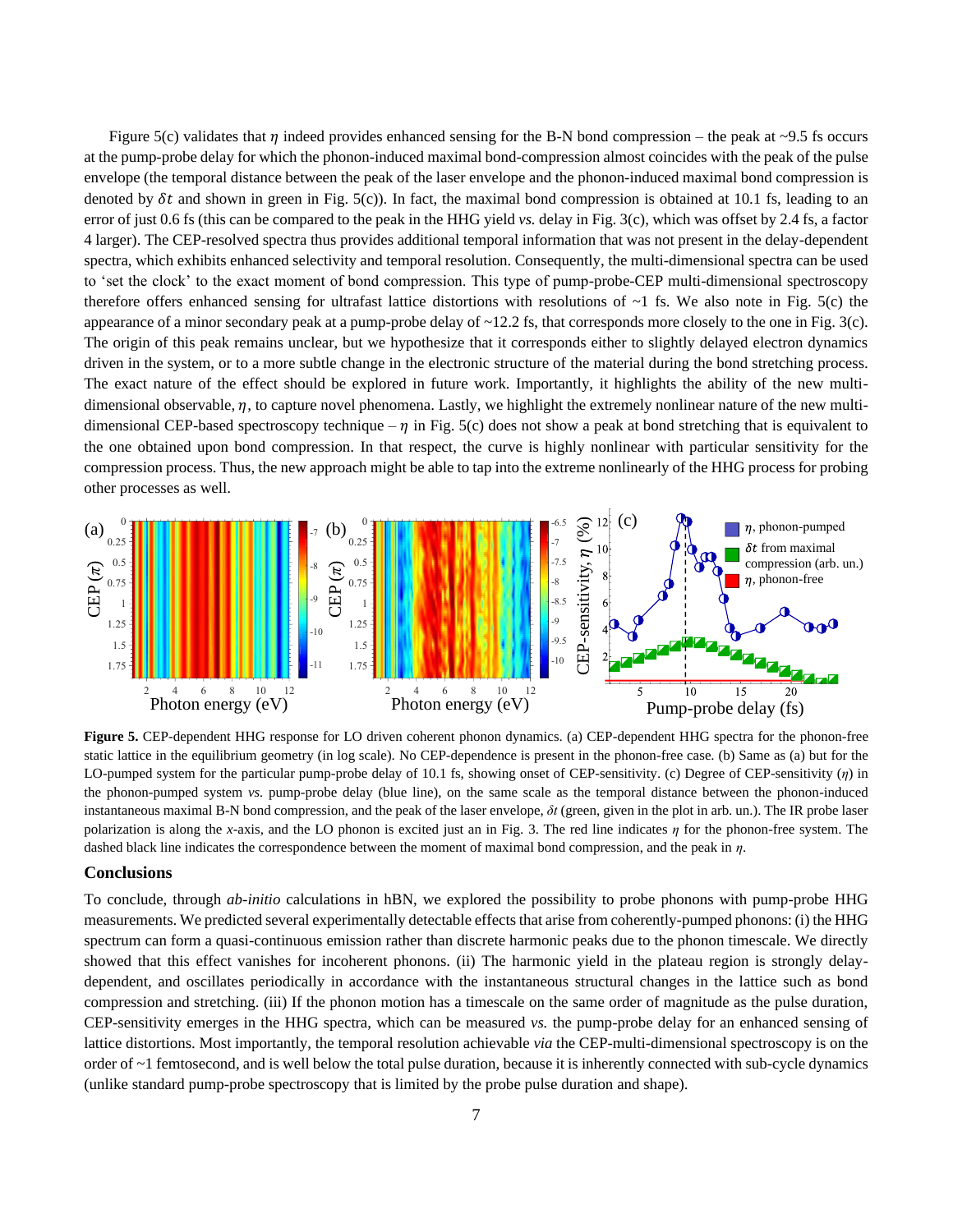Figure 5(c) validates that $\eta$ indeed provides enhanced sensing for the B-N bond compression – the peak at ~9.5 fs occurs at the pump-probe delay for which the phonon-induced maximal bond-compression almost coincides with the peak of the pulse envelope (the temporal distance between the peak of the laser envelope and the phonon-induced maximal bond compression is denoted by $\delta t$ and shown in green in Fig. 5(c)). In fact, the maximal bond compression is obtained at 10.1 fs, leading to an error of just 0.6 fs (this can be compared to the peak in the HHG yield *vs.* delay in Fig. 3(c), which was offset by 2.4 fs, a factor 4 larger). The CEP-resolved spectra thus provides additional temporal information that was not present in the delay-dependent spectra, which exhibits enhanced selectivity and temporal resolution. Consequently, the multi-dimensional spectra can be used to 'set the clock' to the exact moment of bond compression. This type of pump-probe-CEP multi-dimensional spectroscopy therefore offers enhanced sensing for ultrafast lattice distortions with resolutions of ~1 fs. We also note in Fig. 5(c) the appearance of a minor secondary peak at a pump-probe delay of ~12.2 fs, that corresponds more closely to the one in Fig. 3(c). The origin of this peak remains unclear, but we hypothesize that it corresponds either to slightly delayed electron dynamics driven in the system, or to a more subtle change in the electronic structure of the material during the bond stretching process. The exact nature of the effect should be explored in future work. Importantly, it highlights the ability of the new multi-dimensional observable, $\eta$, to capture novel phenomena. Lastly, we highlight the extremely nonlinear nature of the new multi-dimensional CEP-based spectroscopy technique – $\eta$ in Fig. 5(c) does not show a peak at bond stretching that is equivalent to the one obtained upon bond compression. In that respect, the curve is highly nonlinear with particular sensitivity for the compression process. Thus, the new approach might be able to tap into the extreme nonlinearly of the HHG process for probing other processes as well.

**Figure 5.** CEP-dependent HHG response for LO driven coherent phonon dynamics. (a) CEP-dependent HHG spectra for the phonon-free static lattice in the equilibrium geometry (in log scale). No CEP-dependence is present in the phonon-free case. (b) Same as (a) but for the LO-pumped system for the particular pump-probe delay of 10.1 fs, showing onset of CEP-sensitivity. (c) Degree of CEP-sensitivity ($\eta$) in the phonon-pumped system *vs.* pump-probe delay (blue line), on the same scale as the temporal distance between the phonon-induced instantaneous maximal B-N bond compression, and the peak of the laser envelope, $\delta t$ (green, given in the plot in arb. un.). The IR probe laser polarization is along the *x*-axis, and the LO phonon is excited just an in Fig. 3. The red line indicates $\eta$ for the phonon-free system. The dashed black line indicates the correspondence between the moment of maximal bond compression, and the peak in $\eta$.

## Conclusions

To conclude, through *ab-initio* calculations in hBN, we explored the possibility to probe phonons with pump-probe HHG measurements. We predicted several experimentally detectable effects that arise from coherently-pumped phonons: (i) the HHG spectrum can form a quasi-continuous emission rather than discrete harmonic peaks due to the phonon timescale. We directly showed that this effect vanishes for incoherent phonons. (ii) The harmonic yield in the plateau region is strongly delay-dependent, and oscillates periodically in accordance with the instantaneous structural changes in the lattice such as bond compression and stretching. (iii) If the phonon motion has a timescale on the same order of magnitude as the pulse duration, CEP-sensitivity emerges in the HHG spectra, which can be measured *vs.* the pump-probe delay for an enhanced sensing of lattice distortions. Most importantly, the temporal resolution achievable *via* the CEP-multi-dimensional spectroscopy is on the order of ~1 femtosecond, and is well below the total pulse duration, because it is inherently connected with sub-cycle dynamics (unlike standard pump-probe spectroscopy that is limited by the probe pulse duration and shape).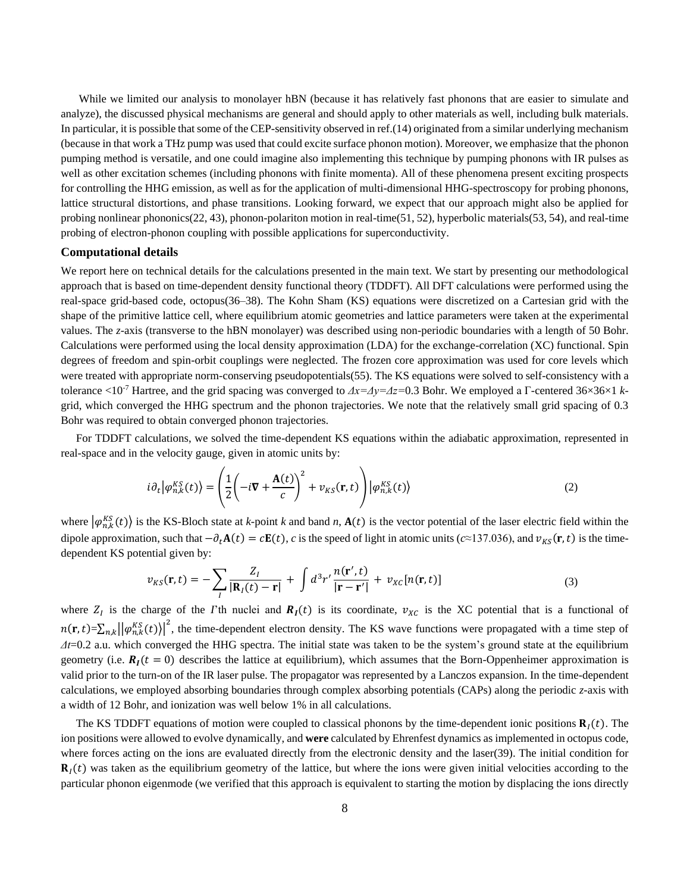While we limited our analysis to monolayer hBN (because it has relatively fast phonons that are easier to simulate and analyze), the discussed physical mechanisms are general and should apply to other materials as well, including bulk materials. In particular, it is possible that some of the CEP-sensitivity observed in ref.(14) originated from a similar underlying mechanism (because in that work a THz pump was used that could excite surface phonon motion). Moreover, we emphasize that the phonon pumping method is versatile, and one could imagine also implementing this technique by pumping phonons with IR pulses as well as other excitation schemes (including phonons with finite momenta). All of these phenomena present exciting prospects for controlling the HHG emission, as well as for the application of multi-dimensional HHG-spectroscopy for probing phonons, lattice structural distortions, and phase transitions. Looking forward, we expect that our approach might also be applied for probing nonlinear phononics(22, 43), phonon-polariton motion in real-time(51, 52), hyperbolic materials(53, 54), and real-time probing of electron-phonon coupling with possible applications for superconductivity.

### Computational details

We report here on technical details for the calculations presented in the main text. We start by presenting our methodological approach that is based on time-dependent density functional theory (TDDFT). All DFT calculations were performed using the real-space grid-based code, octopus(36–38). The Kohn Sham (KS) equations were discretized on a Cartesian grid with the shape of the primitive lattice cell, where equilibrium atomic geometries and lattice parameters were taken at the experimental values. The *z*-axis (transverse to the hBN monolayer) was described using non-periodic boundaries with a length of 50 Bohr. Calculations were performed using the local density approximation (LDA) for the exchange-correlation (XC) functional. Spin degrees of freedom and spin-orbit couplings were neglected. The frozen core approximation was used for core levels which were treated with appropriate norm-conserving pseudopotentials(55). The KS equations were solved to self-consistency with a tolerance $<10^{-7}$ Hartree, and the grid spacing was converged to $\Delta x=\Delta y=\Delta z=0.3$ Bohr. We employed a Γ-centered 36×36×1 *k*-grid, which converged the HHG spectrum and the phonon trajectories. We note that the relatively small grid spacing of 0.3 Bohr was required to obtain converged phonon trajectories.

For TDDFT calculations, we solved the time-dependent KS equations within the adiabatic approximation, represented in real-space and in the velocity gauge, given in atomic units by:

$$i\partial_t\left|\varphi_{n,k}^{KS}(t)\right\rangle = \left(\frac{1}{2}\left(-i\nabla + \frac{\mathbf{A}(t)}{c}\right)^2 + v_{KS}(\mathbf{r},t)\right)\left|\varphi_{n,k}^{KS}(t)\right\rangle \tag{2}$$

where $\left|\varphi_{n,k}^{KS}(t)\right\rangle$ is the KS-Bloch state at *k*-point *k* and band *n*, $\mathbf{A}(t)$ is the vector potential of the laser electric field within the dipole approximation, such that $-\partial_t\mathbf{A}(t) = c\mathbf{E}(t)$, *c* is the speed of light in atomic units ($c\approx137.036$), and $v_{KS}(\mathbf{r},t)$ is the time-dependent KS potential given by:

$$v_{KS}(\mathbf{r},t) = -\sum_I \frac{Z_I}{|\mathbf{R}_I(t)-\mathbf{r}|} + \int d^3r' \frac{n(\mathbf{r}',t)}{|\mathbf{r}-\mathbf{r}'|} + v_{XC}[n(\mathbf{r},t)] \tag{3}$$

where $Z_I$ is the charge of the *I*'th nuclei and $\boldsymbol{R}_I(t)$ is its coordinate, $v_{XC}$ is the XC potential that is a functional of $n(\mathbf{r},t)=\sum_{n,k}\left|\left|\varphi_{n,k}^{KS}(t)\right\rangle\right|^2$, the time-dependent electron density. The KS wave functions were propagated with a time step of $\Delta t=0.2$ a.u. which converged the HHG spectra. The initial state was taken to be the system's ground state at the equilibrium geometry (i.e. $\boldsymbol{R}_I(t=0)$ describes the lattice at equilibrium), which assumes that the Born-Oppenheimer approximation is valid prior to the turn-on of the IR laser pulse. The propagator was represented by a Lanczos expansion. In the time-dependent calculations, we employed absorbing boundaries through complex absorbing potentials (CAPs) along the periodic *z*-axis with a width of 12 Bohr, and ionization was well below 1% in all calculations.

The KS TDDFT equations of motion were coupled to classical phonons by the time-dependent ionic positions $\mathbf{R}_I(t)$. The ion positions were allowed to evolve dynamically, and **were** calculated by Ehrenfest dynamics as implemented in octopus code, where forces acting on the ions are evaluated directly from the electronic density and the laser(39). The initial condition for $\mathbf{R}_I(t)$ was taken as the equilibrium geometry of the lattice, but where the ions were given initial velocities according to the particular phonon eigenmode (we verified that this approach is equivalent to starting the motion by displacing the ions directly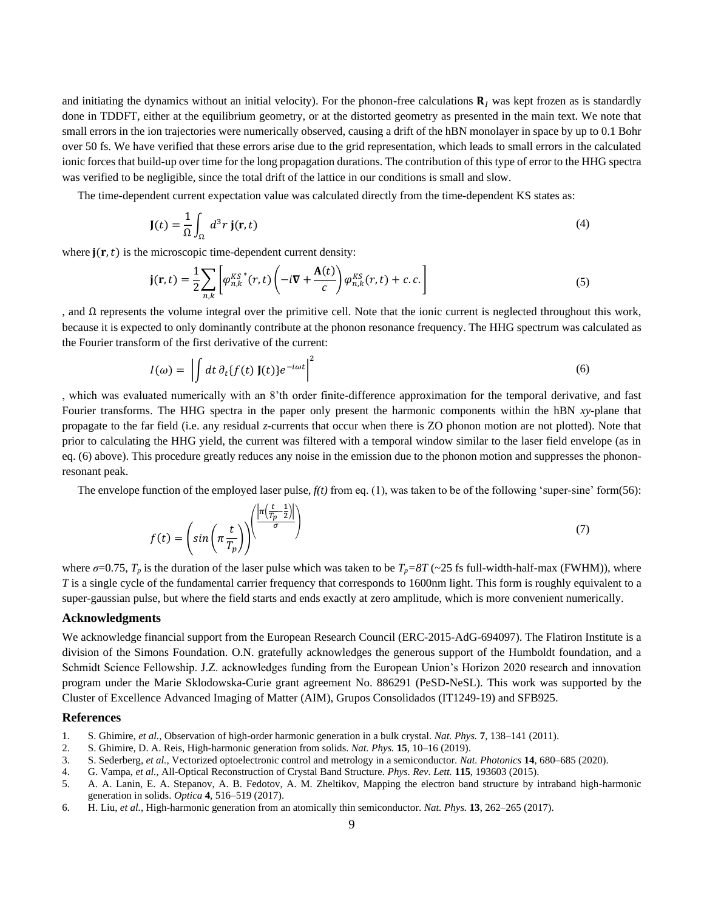and initiating the dynamics without an initial velocity). For the phonon-free calculations $\mathbf{R}_I$ was kept frozen as is standardly done in TDDFT, either at the equilibrium geometry, or at the distorted geometry as presented in the main text. We note that small errors in the ion trajectories were numerically observed, causing a drift of the hBN monolayer in space by up to 0.1 Bohr over 50 fs. We have verified that these errors arise due to the grid representation, which leads to small errors in the calculated ionic forces that build-up over time for the long propagation durations. The contribution of this type of error to the HHG spectra was verified to be negligible, since the total drift of the lattice in our conditions is small and slow.

The time-dependent current expectation value was calculated directly from the time-dependent KS states as:

$$\mathbf{J}(t) = \frac{1}{\Omega}\int_{\Omega} d^3r\, \mathbf{j}(\mathbf{r}, t) \tag{4}$$

where $\mathbf{j}(\mathbf{r}, t)$ is the microscopic time-dependent current density:

$$\mathbf{j}(\mathbf{r}, t) = \frac{1}{2}\sum_{n,k}\left[\varphi_{n,k}^{KS\,*}(r,t)\left(-i\boldsymbol{\nabla} + \frac{\mathbf{A}(t)}{c}\right)\varphi_{n,k}^{KS}(r,t) + c.c.\right] \tag{5}$$

, and $\Omega$ represents the volume integral over the primitive cell. Note that the ionic current is neglected throughout this work, because it is expected to only dominantly contribute at the phonon resonance frequency. The HHG spectrum was calculated as the Fourier transform of the first derivative of the current:

$$I(\omega) = \left|\int dt\, \partial_t\{f(t)\,\mathbf{J}(t)\}e^{-i\omega t}\right|^2 \tag{6}$$

, which was evaluated numerically with an 8'th order finite-difference approximation for the temporal derivative, and fast Fourier transforms. The HHG spectra in the paper only present the harmonic components within the hBN *xy*-plane that propagate to the far field (i.e. any residual *z*-currents that occur when there is ZO phonon motion are not plotted). Note that prior to calculating the HHG yield, the current was filtered with a temporal window similar to the laser field envelope (as in eq. (6) above). This procedure greatly reduces any noise in the emission due to the phonon motion and suppresses the phonon-resonant peak.

The envelope function of the employed laser pulse, *f(t)* from eq. (1), was taken to be of the following 'super-sine' form(56):

$$f(t) = \left(\sin\left(\pi\frac{t}{T_p}\right)\right)^{\left(\frac{\left|\pi\left(\frac{t}{T_p}-\frac{1}{2}\right)\right|}{\sigma}\right)} \tag{7}$$

where $\sigma$=0.75, $T_p$ is the duration of the laser pulse which was taken to be $T_p=8T$ (~25 fs full-width-half-max (FWHM)), where $T$ is a single cycle of the fundamental carrier frequency that corresponds to 1600nm light. This form is roughly equivalent to a super-gaussian pulse, but where the field starts and ends exactly at zero amplitude, which is more convenient numerically.

## Acknowledgments

We acknowledge financial support from the European Research Council (ERC-2015-AdG-694097). The Flatiron Institute is a division of the Simons Foundation. O.N. gratefully acknowledges the generous support of the Humboldt foundation, and a Schmidt Science Fellowship. J.Z. acknowledges funding from the European Union's Horizon 2020 research and innovation program under the Marie Sklodowska-Curie grant agreement No. 886291 (PeSD-NeSL). This work was supported by the Cluster of Excellence Advanced Imaging of Matter (AIM), Grupos Consolidados (IT1249-19) and SFB925.

## References

1. S. Ghimire, *et al.*, Observation of high-order harmonic generation in a bulk crystal. *Nat. Phys.* **7**, 138–141 (2011).
2. S. Ghimire, D. A. Reis, High-harmonic generation from solids. *Nat. Phys.* **15**, 10–16 (2019).
3. S. Sederberg, *et al.*, Vectorized optoelectronic control and metrology in a semiconductor. *Nat. Photonics* **14**, 680–685 (2020).
4. G. Vampa, *et al.*, All-Optical Reconstruction of Crystal Band Structure. *Phys. Rev. Lett.* **115**, 193603 (2015).
5. A. A. Lanin, E. A. Stepanov, A. B. Fedotov, A. M. Zheltikov, Mapping the electron band structure by intraband high-harmonic generation in solids. *Optica* **4**, 516–519 (2017).
6. H. Liu, *et al.*, High-harmonic generation from an atomically thin semiconductor. *Nat. Phys.* **13**, 262–265 (2017).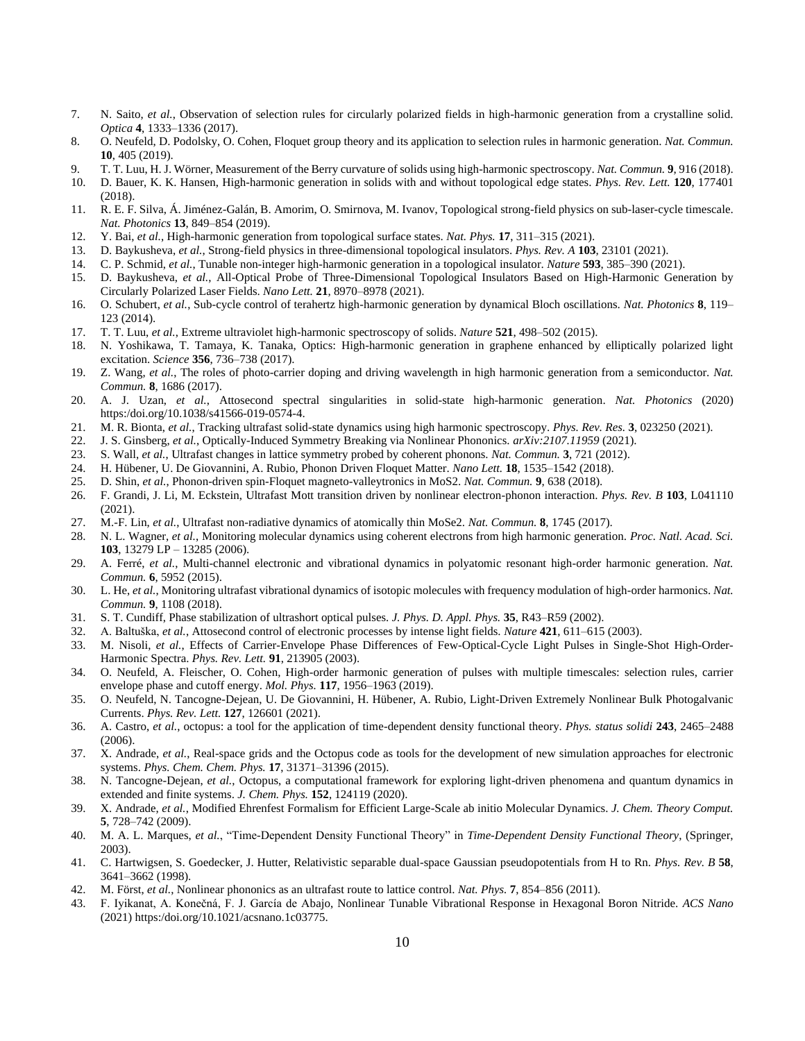7. N. Saito, *et al.*, Observation of selection rules for circularly polarized fields in high-harmonic generation from a crystalline solid. *Optica* **4**, 1333–1336 (2017).
8. O. Neufeld, D. Podolsky, O. Cohen, Floquet group theory and its application to selection rules in harmonic generation. *Nat. Commun.* **10**, 405 (2019).
9. T. T. Luu, H. J. Wörner, Measurement of the Berry curvature of solids using high-harmonic spectroscopy. *Nat. Commun.* **9**, 916 (2018).
10. D. Bauer, K. K. Hansen, High-harmonic generation in solids with and without topological edge states. *Phys. Rev. Lett.* **120**, 177401 (2018).
11. R. E. F. Silva, Á. Jiménez-Galán, B. Amorim, O. Smirnova, M. Ivanov, Topological strong-field physics on sub-laser-cycle timescale. *Nat. Photonics* **13**, 849–854 (2019).
12. Y. Bai, *et al.*, High-harmonic generation from topological surface states. *Nat. Phys.* **17**, 311–315 (2021).
13. D. Baykusheva, *et al.*, Strong-field physics in three-dimensional topological insulators. *Phys. Rev. A* **103**, 23101 (2021).
14. C. P. Schmid, *et al.*, Tunable non-integer high-harmonic generation in a topological insulator. *Nature* **593**, 385–390 (2021).
15. D. Baykusheva, *et al.*, All-Optical Probe of Three-Dimensional Topological Insulators Based on High-Harmonic Generation by Circularly Polarized Laser Fields. *Nano Lett.* **21**, 8970–8978 (2021).
16. O. Schubert, *et al.*, Sub-cycle control of terahertz high-harmonic generation by dynamical Bloch oscillations. *Nat. Photonics* **8**, 119–123 (2014).
17. T. T. Luu, *et al.*, Extreme ultraviolet high-harmonic spectroscopy of solids. *Nature* **521**, 498–502 (2015).
18. N. Yoshikawa, T. Tamaya, K. Tanaka, Optics: High-harmonic generation in graphene enhanced by elliptically polarized light excitation. *Science* **356**, 736–738 (2017).
19. Z. Wang, *et al.*, The roles of photo-carrier doping and driving wavelength in high harmonic generation from a semiconductor. *Nat. Commun.* **8**, 1686 (2017).
20. A. J. Uzan, *et al.*, Attosecond spectral singularities in solid-state high-harmonic generation. *Nat. Photonics* (2020) https:/doi.org/10.1038/s41566-019-0574-4.
21. M. R. Bionta, *et al.*, Tracking ultrafast solid-state dynamics using high harmonic spectroscopy. *Phys. Rev. Res.* **3**, 023250 (2021).
22. J. S. Ginsberg, *et al.*, Optically-Induced Symmetry Breaking via Nonlinear Phononics. *arXiv:2107.11959* (2021).
23. S. Wall, *et al.*, Ultrafast changes in lattice symmetry probed by coherent phonons. *Nat. Commun.* **3**, 721 (2012).
24. H. Hübener, U. De Giovannini, A. Rubio, Phonon Driven Floquet Matter. *Nano Lett.* **18**, 1535–1542 (2018).
25. D. Shin, *et al.*, Phonon-driven spin-Floquet magneto-valleytronics in MoS2. *Nat. Commun.* **9**, 638 (2018).
26. F. Grandi, J. Li, M. Eckstein, Ultrafast Mott transition driven by nonlinear electron-phonon interaction. *Phys. Rev. B* **103**, L041110 (2021).
27. M.-F. Lin, *et al.*, Ultrafast non-radiative dynamics of atomically thin MoSe2. *Nat. Commun.* **8**, 1745 (2017).
28. N. L. Wagner, *et al.*, Monitoring molecular dynamics using coherent electrons from high harmonic generation. *Proc. Natl. Acad. Sci.* **103**, 13279 LP – 13285 (2006).
29. A. Ferré, *et al.*, Multi-channel electronic and vibrational dynamics in polyatomic resonant high-order harmonic generation. *Nat. Commun.* **6**, 5952 (2015).
30. L. He, *et al.*, Monitoring ultrafast vibrational dynamics of isotopic molecules with frequency modulation of high-order harmonics. *Nat. Commun.* **9**, 1108 (2018).
31. S. T. Cundiff, Phase stabilization of ultrashort optical pulses. *J. Phys. D. Appl. Phys.* **35**, R43–R59 (2002).
32. A. Baltuška, *et al.*, Attosecond control of electronic processes by intense light fields. *Nature* **421**, 611–615 (2003).
33. M. Nisoli, *et al.*, Effects of Carrier-Envelope Phase Differences of Few-Optical-Cycle Light Pulses in Single-Shot High-Order-Harmonic Spectra. *Phys. Rev. Lett.* **91**, 213905 (2003).
34. O. Neufeld, A. Fleischer, O. Cohen, High-order harmonic generation of pulses with multiple timescales: selection rules, carrier envelope phase and cutoff energy. *Mol. Phys.* **117**, 1956–1963 (2019).
35. O. Neufeld, N. Tancogne-Dejean, U. De Giovannini, H. Hübener, A. Rubio, Light-Driven Extremely Nonlinear Bulk Photogalvanic Currents. *Phys. Rev. Lett.* **127**, 126601 (2021).
36. A. Castro, *et al.*, octopus: a tool for the application of time-dependent density functional theory. *Phys. status solidi* **243**, 2465–2488 (2006).
37. X. Andrade, *et al.*, Real-space grids and the Octopus code as tools for the development of new simulation approaches for electronic systems. *Phys. Chem. Chem. Phys.* **17**, 31371–31396 (2015).
38. N. Tancogne-Dejean, *et al.*, Octopus, a computational framework for exploring light-driven phenomena and quantum dynamics in extended and finite systems. *J. Chem. Phys.* **152**, 124119 (2020).
39. X. Andrade, *et al.*, Modified Ehrenfest Formalism for Efficient Large-Scale ab initio Molecular Dynamics. *J. Chem. Theory Comput.* **5**, 728–742 (2009).
40. M. A. L. Marques, *et al.*, "Time-Dependent Density Functional Theory" in *Time-Dependent Density Functional Theory*, (Springer, 2003).
41. C. Hartwigsen, S. Goedecker, J. Hutter, Relativistic separable dual-space Gaussian pseudopotentials from H to Rn. *Phys. Rev. B* **58**, 3641–3662 (1998).
42. M. Först, *et al.*, Nonlinear phononics as an ultrafast route to lattice control. *Nat. Phys.* **7**, 854–856 (2011).
43. F. Iyikanat, A. Konečná, F. J. García de Abajo, Nonlinear Tunable Vibrational Response in Hexagonal Boron Nitride. *ACS Nano* (2021) https:/doi.org/10.1021/acsnano.1c03775.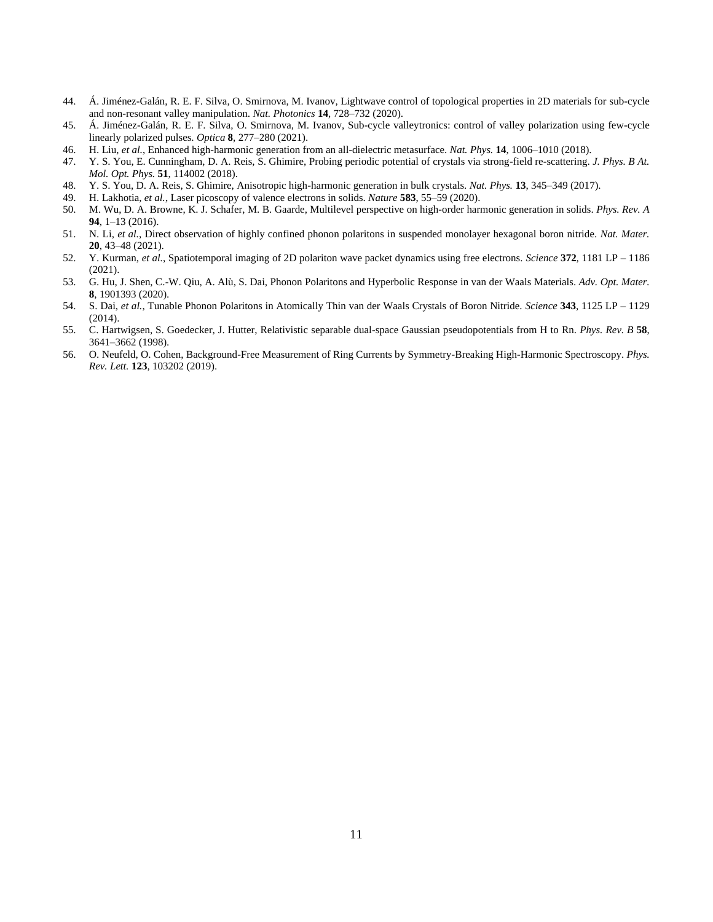44. Á. Jiménez-Galán, R. E. F. Silva, O. Smirnova, M. Ivanov, Lightwave control of topological properties in 2D materials for sub-cycle and non-resonant valley manipulation. *Nat. Photonics* **14**, 728–732 (2020).
45. Á. Jiménez-Galán, R. E. F. Silva, O. Smirnova, M. Ivanov, Sub-cycle valleytronics: control of valley polarization using few-cycle linearly polarized pulses. *Optica* **8**, 277–280 (2021).
46. H. Liu, *et al.*, Enhanced high-harmonic generation from an all-dielectric metasurface. *Nat. Phys.* **14**, 1006–1010 (2018).
47. Y. S. You, E. Cunningham, D. A. Reis, S. Ghimire, Probing periodic potential of crystals via strong-field re-scattering. *J. Phys. B At. Mol. Opt. Phys.* **51**, 114002 (2018).
48. Y. S. You, D. A. Reis, S. Ghimire, Anisotropic high-harmonic generation in bulk crystals. *Nat. Phys.* **13**, 345–349 (2017).
49. H. Lakhotia, *et al.*, Laser picoscopy of valence electrons in solids. *Nature* **583**, 55–59 (2020).
50. M. Wu, D. A. Browne, K. J. Schafer, M. B. Gaarde, Multilevel perspective on high-order harmonic generation in solids. *Phys. Rev. A* **94**, 1–13 (2016).
51. N. Li, *et al.*, Direct observation of highly confined phonon polaritons in suspended monolayer hexagonal boron nitride. *Nat. Mater.* **20**, 43–48 (2021).
52. Y. Kurman, *et al.*, Spatiotemporal imaging of 2D polariton wave packet dynamics using free electrons. *Science* **372**, 1181 LP – 1186 (2021).
53. G. Hu, J. Shen, C.-W. Qiu, A. Alù, S. Dai, Phonon Polaritons and Hyperbolic Response in van der Waals Materials. *Adv. Opt. Mater.* **8**, 1901393 (2020).
54. S. Dai, *et al.*, Tunable Phonon Polaritons in Atomically Thin van der Waals Crystals of Boron Nitride. *Science* **343**, 1125 LP – 1129 (2014).
55. C. Hartwigsen, S. Goedecker, J. Hutter, Relativistic separable dual-space Gaussian pseudopotentials from H to Rn. *Phys. Rev. B* **58**, 3641–3662 (1998).
56. O. Neufeld, O. Cohen, Background-Free Measurement of Ring Currents by Symmetry-Breaking High-Harmonic Spectroscopy. *Phys. Rev. Lett.* **123**, 103202 (2019).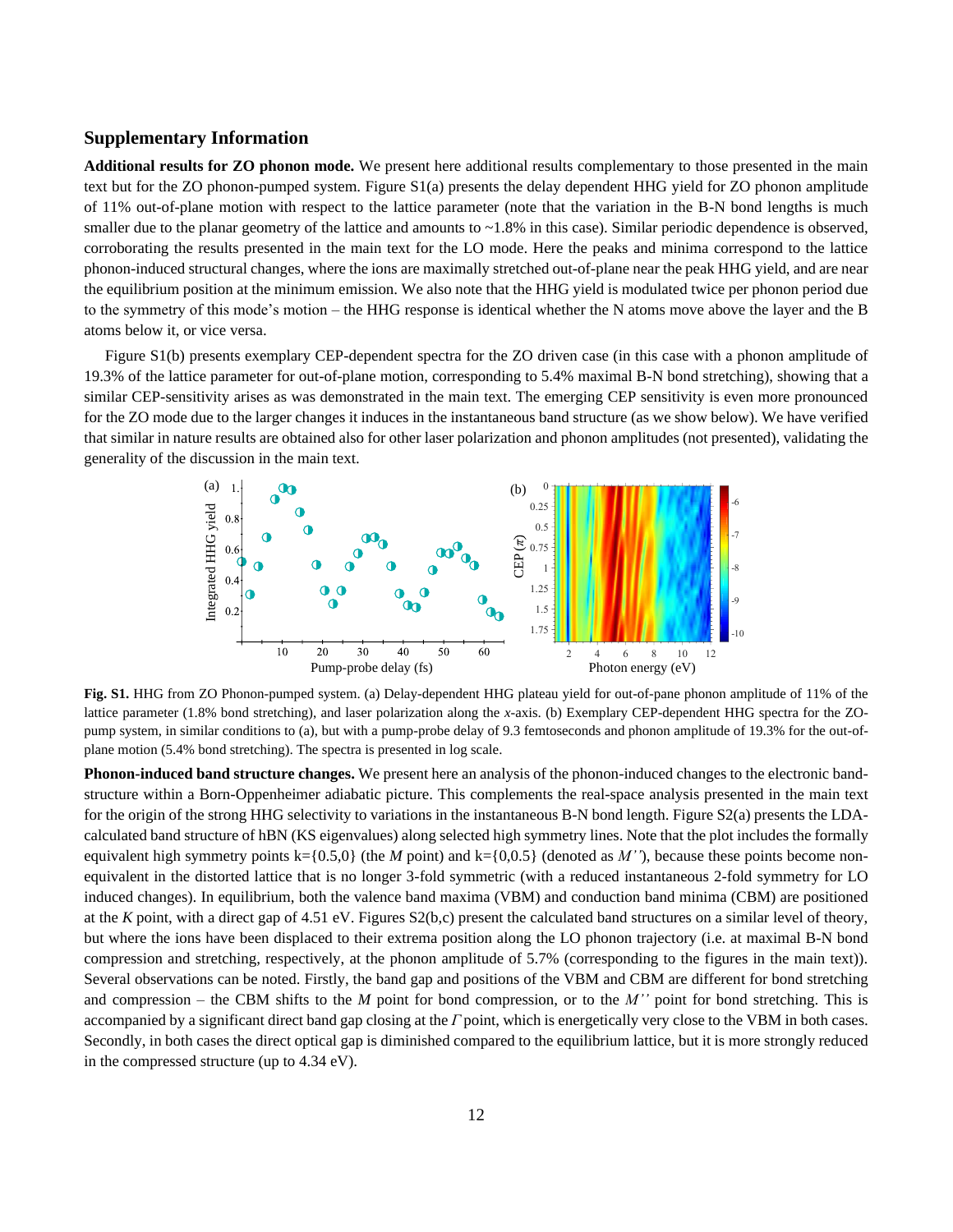## Supplementary Information

**Additional results for ZO phonon mode.** We present here additional results complementary to those presented in the main text but for the ZO phonon-pumped system. Figure S1(a) presents the delay dependent HHG yield for ZO phonon amplitude of 11% out-of-plane motion with respect to the lattice parameter (note that the variation in the B-N bond lengths is much smaller due to the planar geometry of the lattice and amounts to ~1.8% in this case). Similar periodic dependence is observed, corroborating the results presented in the main text for the LO mode. Here the peaks and minima correspond to the lattice phonon-induced structural changes, where the ions are maximally stretched out-of-plane near the peak HHG yield, and are near the equilibrium position at the minimum emission. We also note that the HHG yield is modulated twice per phonon period due to the symmetry of this mode's motion – the HHG response is identical whether the N atoms move above the layer and the B atoms below it, or vice versa.

Figure S1(b) presents exemplary CEP-dependent spectra for the ZO driven case (in this case with a phonon amplitude of 19.3% of the lattice parameter for out-of-plane motion, corresponding to 5.4% maximal B-N bond stretching), showing that a similar CEP-sensitivity arises as was demonstrated in the main text. The emerging CEP sensitivity is even more pronounced for the ZO mode due to the larger changes it induces in the instantaneous band structure (as we show below). We have verified that similar in nature results are obtained also for other laser polarization and phonon amplitudes (not presented), validating the generality of the discussion in the main text.

**Fig. S1.** HHG from ZO Phonon-pumped system. (a) Delay-dependent HHG plateau yield for out-of-pane phonon amplitude of 11% of the lattice parameter (1.8% bond stretching), and laser polarization along the *x*-axis. (b) Exemplary CEP-dependent HHG spectra for the ZO-pump system, in similar conditions to (a), but with a pump-probe delay of 9.3 femtoseconds and phonon amplitude of 19.3% for the out-of-plane motion (5.4% bond stretching). The spectra is presented in log scale.

**Phonon-induced band structure changes.** We present here an analysis of the phonon-induced changes to the electronic band-structure within a Born-Oppenheimer adiabatic picture. This complements the real-space analysis presented in the main text for the origin of the strong HHG selectivity to variations in the instantaneous B-N bond length. Figure S2(a) presents the LDA-calculated band structure of hBN (KS eigenvalues) along selected high symmetry lines. Note that the plot includes the formally equivalent high symmetry points k={0.5,0} (the *M* point) and k={0,0.5} (denoted as *M''*), because these points become non-equivalent in the distorted lattice that is no longer 3-fold symmetric (with a reduced instantaneous 2-fold symmetry for LO induced changes). In equilibrium, both the valence band maxima (VBM) and conduction band minima (CBM) are positioned at the *K* point, with a direct gap of 4.51 eV. Figures S2(b,c) present the calculated band structures on a similar level of theory, but where the ions have been displaced to their extrema position along the LO phonon trajectory (i.e. at maximal B-N bond compression and stretching, respectively, at the phonon amplitude of 5.7% (corresponding to the figures in the main text)). Several observations can be noted. Firstly, the band gap and positions of the VBM and CBM are different for bond stretching and compression – the CBM shifts to the *M* point for bond compression, or to the *M''* point for bond stretching. This is accompanied by a significant direct band gap closing at the $\Gamma$ point, which is energetically very close to the VBM in both cases. Secondly, in both cases the direct optical gap is diminished compared to the equilibrium lattice, but it is more strongly reduced in the compressed structure (up to 4.34 eV).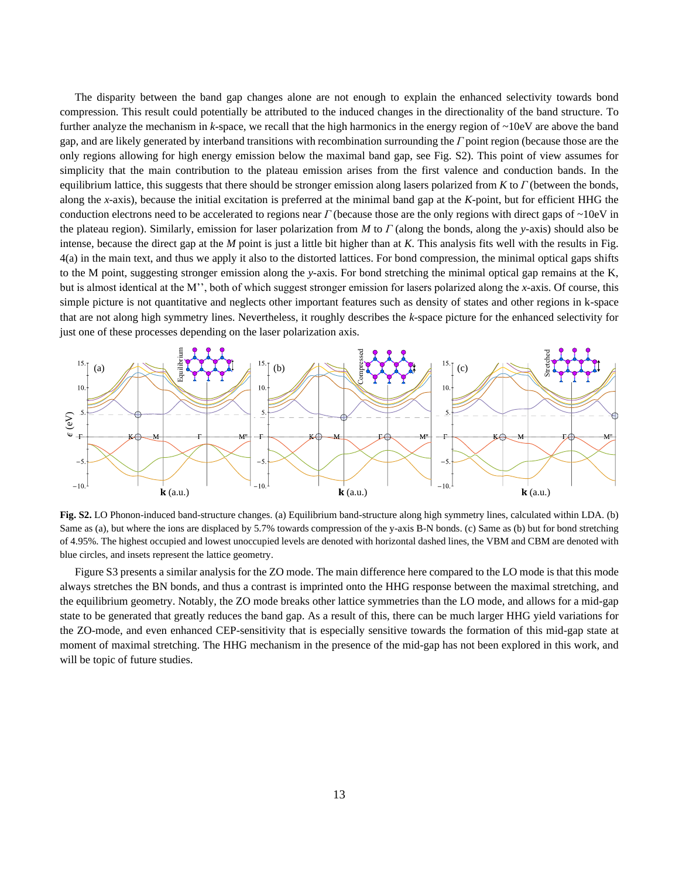The disparity between the band gap changes alone are not enough to explain the enhanced selectivity towards bond compression. This result could potentially be attributed to the induced changes in the directionality of the band structure. To further analyze the mechanism in *k*-space, we recall that the high harmonics in the energy region of ~10eV are above the band gap, and are likely generated by interband transitions with recombination surrounding the *Γ* point region (because those are the only regions allowing for high energy emission below the maximal band gap, see Fig. S2). This point of view assumes for simplicity that the main contribution to the plateau emission arises from the first valence and conduction bands. In the equilibrium lattice, this suggests that there should be stronger emission along lasers polarized from *K* to *Γ* (between the bonds, along the *x*-axis), because the initial excitation is preferred at the minimal band gap at the *K*-point, but for efficient HHG the conduction electrons need to be accelerated to regions near *Γ* (because those are the only regions with direct gaps of ~10eV in the plateau region). Similarly, emission for laser polarization from *M* to *Γ* (along the bonds, along the *y*-axis) should also be intense, because the direct gap at the *M* point is just a little bit higher than at *K*. This analysis fits well with the results in Fig. 4(a) in the main text, and thus we apply it also to the distorted lattices. For bond compression, the minimal optical gaps shifts to the M point, suggesting stronger emission along the *y*-axis. For bond stretching the minimal optical gap remains at the K, but is almost identical at the M'', both of which suggest stronger emission for lasers polarized along the *x*-axis. Of course, this simple picture is not quantitative and neglects other important features such as density of states and other regions in k-space that are not along high symmetry lines. Nevertheless, it roughly describes the *k*-space picture for the enhanced selectivity for just one of these processes depending on the laser polarization axis.

**Fig. S2.** LO Phonon-induced band-structure changes. (a) Equilibrium band-structure along high symmetry lines, calculated within LDA. (b) Same as (a), but where the ions are displaced by 5.7% towards compression of the y-axis B-N bonds. (c) Same as (b) but for bond stretching of 4.95%. The highest occupied and lowest unoccupied levels are denoted with horizontal dashed lines, the VBM and CBM are denoted with blue circles, and insets represent the lattice geometry.

Figure S3 presents a similar analysis for the ZO mode. The main difference here compared to the LO mode is that this mode always stretches the BN bonds, and thus a contrast is imprinted onto the HHG response between the maximal stretching, and the equilibrium geometry. Notably, the ZO mode breaks other lattice symmetries than the LO mode, and allows for a mid-gap state to be generated that greatly reduces the band gap. As a result of this, there can be much larger HHG yield variations for the ZO-mode, and even enhanced CEP-sensitivity that is especially sensitive towards the formation of this mid-gap state at moment of maximal stretching. The HHG mechanism in the presence of the mid-gap has not been explored in this work, and will be topic of future studies.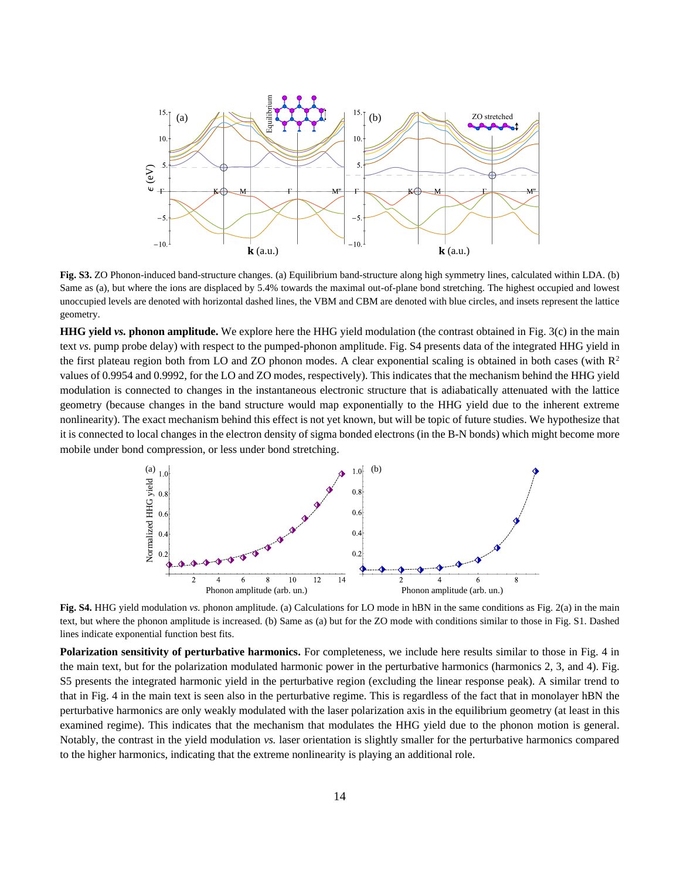**Fig. S3.** ZO Phonon-induced band-structure changes. (a) Equilibrium band-structure along high symmetry lines, calculated within LDA. (b) Same as (a), but where the ions are displaced by 5.4% towards the maximal out-of-plane bond stretching. The highest occupied and lowest unoccupied levels are denoted with horizontal dashed lines, the VBM and CBM are denoted with blue circles, and insets represent the lattice geometry.

**HHG yield *vs.* phonon amplitude.** We explore here the HHG yield modulation (the contrast obtained in Fig. 3(c) in the main text *vs.* pump probe delay) with respect to the pumped-phonon amplitude. Fig. S4 presents data of the integrated HHG yield in the first plateau region both from LO and ZO phonon modes. A clear exponential scaling is obtained in both cases (with $R^2$ values of 0.9954 and 0.9992, for the LO and ZO modes, respectively). This indicates that the mechanism behind the HHG yield modulation is connected to changes in the instantaneous electronic structure that is adiabatically attenuated with the lattice geometry (because changes in the band structure would map exponentially to the HHG yield due to the inherent extreme nonlinearity). The exact mechanism behind this effect is not yet known, but will be topic of future studies. We hypothesize that it is connected to local changes in the electron density of sigma bonded electrons (in the B-N bonds) which might become more mobile under bond compression, or less under bond stretching.

**Fig. S4.** HHG yield modulation *vs.* phonon amplitude. (a) Calculations for LO mode in hBN in the same conditions as Fig. 2(a) in the main text, but where the phonon amplitude is increased. (b) Same as (a) but for the ZO mode with conditions similar to those in Fig. S1. Dashed lines indicate exponential function best fits.

**Polarization sensitivity of perturbative harmonics.** For completeness, we include here results similar to those in Fig. 4 in the main text, but for the polarization modulated harmonic power in the perturbative harmonics (harmonics 2, 3, and 4). Fig. S5 presents the integrated harmonic yield in the perturbative region (excluding the linear response peak). A similar trend to that in Fig. 4 in the main text is seen also in the perturbative regime. This is regardless of the fact that in monolayer hBN the perturbative harmonics are only weakly modulated with the laser polarization axis in the equilibrium geometry (at least in this examined regime). This indicates that the mechanism that modulates the HHG yield due to the phonon motion is general. Notably, the contrast in the yield modulation *vs.* laser orientation is slightly smaller for the perturbative harmonics compared to the higher harmonics, indicating that the extreme nonlinearity is playing an additional role.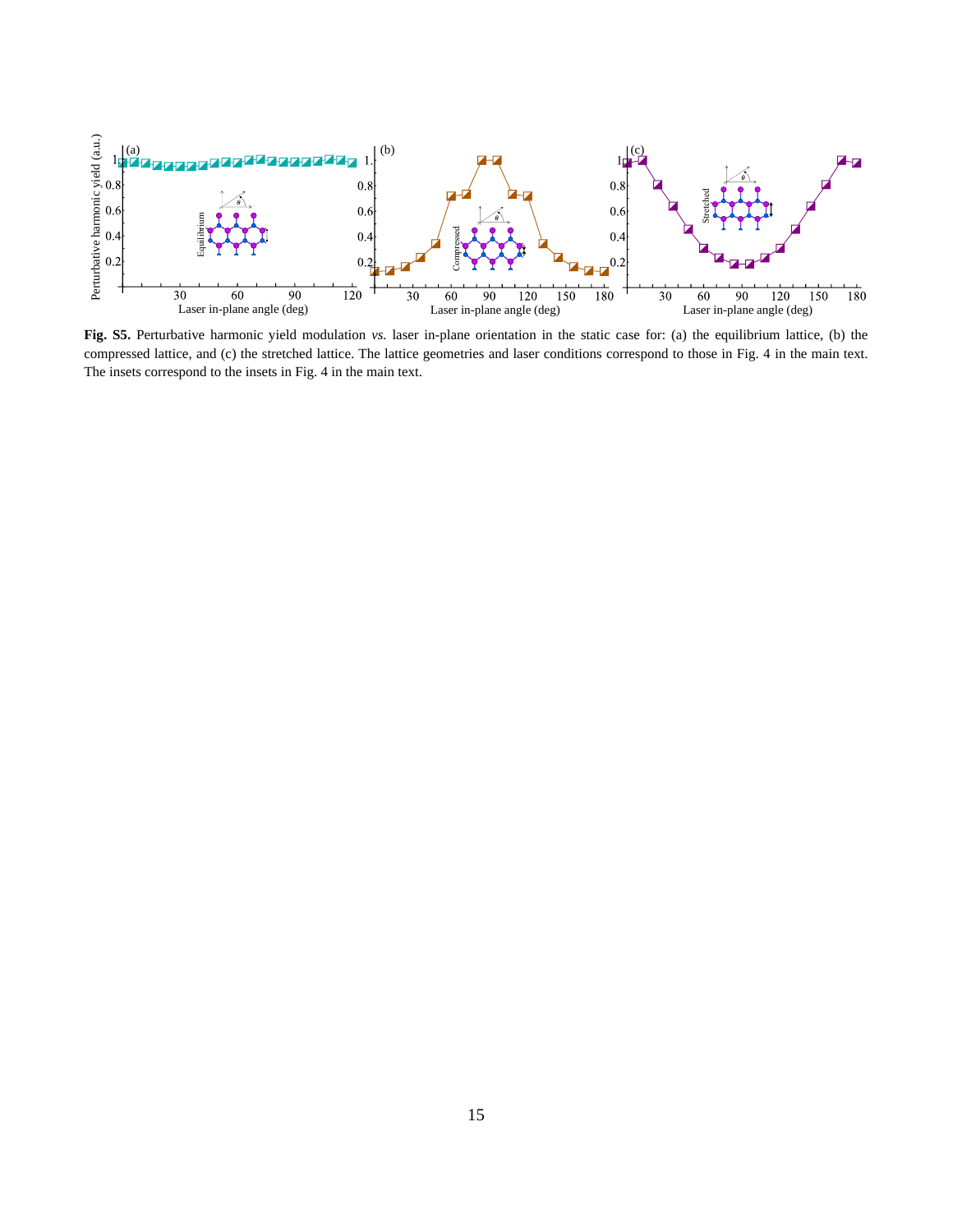(a)

Perturbative harmonic yield (a.u.)

1

0.8

0.6

0.4

0.2

30 60 90 120

Laser in-plane angle (deg)

Equilibrium

$\theta$

(b)

1

0.8

0.6

0.4

0.2

30 60 90 120 150 180

Laser in-plane angle (deg)

Compressed

$\theta$

(c)

1

0.8

0.6

0.4

0.2

30 60 90 120 150 180

Laser in-plane angle (deg)

Stretched

$\theta$

**Fig. S5.** Perturbative harmonic yield modulation *vs.* laser in-plane orientation in the static case for: (a) the equilibrium lattice, (b) the compressed lattice, and (c) the stretched lattice. The lattice geometries and laser conditions correspond to those in Fig. 4 in the main text. The insets correspond to the insets in Fig. 4 in the main text.